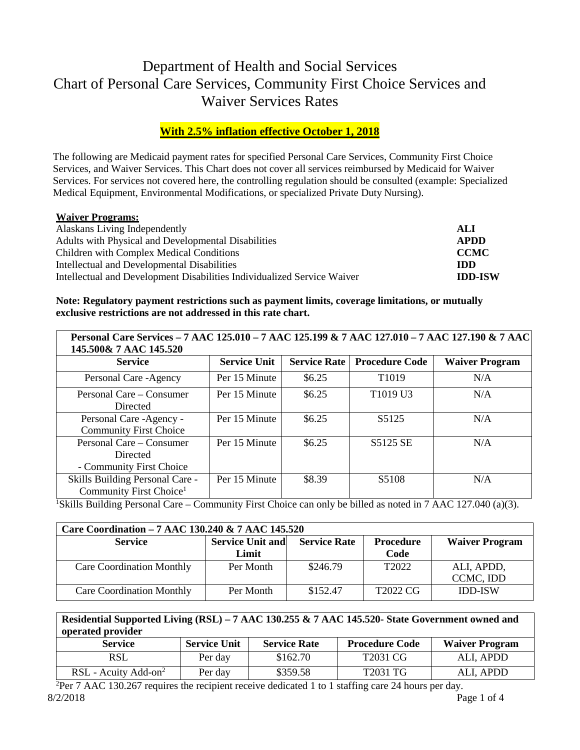# Department of Health and Social Services
# Chart of Personal Care Services, Community First Choice Services and Waiver Services Rates

**With 2.5% inflation effective October 1, 2018**

The following are Medicaid payment rates for specified Personal Care Services, Community First Choice Services, and Waiver Services. This Chart does not cover all services reimbursed by Medicaid for Waiver Services. For services not covered here, the controlling regulation should be consulted (example: Specialized Medical Equipment, Environmental Modifications, or specialized Private Duty Nursing).

**Waiver Programs:**

| | |
|---|---|
| Alaskans Living Independently | **ALI** |
| Adults with Physical and Developmental Disabilities | **APDD** |
| Children with Complex Medical Conditions | **CCMC** |
| Intellectual and Developmental Disabilities | **IDD** |
| Intellectual and Development Disabilities Individualized Service Waiver | **IDD-ISW** |

**Note: Regulatory payment restrictions such as payment limits, coverage limitations, or mutually exclusive restrictions are not addressed in this rate chart.**

**Personal Care Services – 7 AAC 125.010 – 7 AAC 125.199 & 7 AAC 127.010 – 7 AAC 127.190 & 7 AAC 145.500& 7 AAC 145.520**

| Service | Service Unit | Service Rate | Procedure Code | Waiver Program |
|---|---|---|---|---|
| Personal Care -Agency | Per 15 Minute | $6.25 | T1019 | N/A |
| Personal Care – Consumer Directed | Per 15 Minute | $6.25 | T1019 U3 | N/A |
| Personal Care -Agency - Community First Choice | Per 15 Minute | $6.25 | S5125 | N/A |
| Personal Care – Consumer Directed - Community First Choice | Per 15 Minute | $6.25 | S5125 SE | N/A |
| Skills Building Personal Care - Community First Choice[1] | Per 15 Minute | $8.39 | S5108 | N/A |

[1]Skills Building Personal Care – Community First Choice can only be billed as noted in 7 AAC 127.040 (a)(3).

**Care Coordination – 7 AAC 130.240 & 7 AAC 145.520**

| Service | Service Unit and Limit | Service Rate | Procedure Code | Waiver Program |
|---|---|---|---|---|
| Care Coordination Monthly | Per Month | $246.79 | T2022 | ALI, APDD, CCMC, IDD |
| Care Coordination Monthly | Per Month | $152.47 | T2022 CG | IDD-ISW |

**Residential Supported Living (RSL) – 7 AAC 130.255 & 7 AAC 145.520- State Government owned and operated provider**

| Service | Service Unit | Service Rate | Procedure Code | Waiver Program |
|---|---|---|---|---|
| RSL | Per day | $162.70 | T2031 CG | ALI, APDD |
| RSL - Acuity Add-on[2] | Per day | $359.58 | T2031 TG | ALI, APDD |

[2]Per 7 AAC 130.267 requires the recipient receive dedicated 1 to 1 staffing care 24 hours per day.

8/2/2018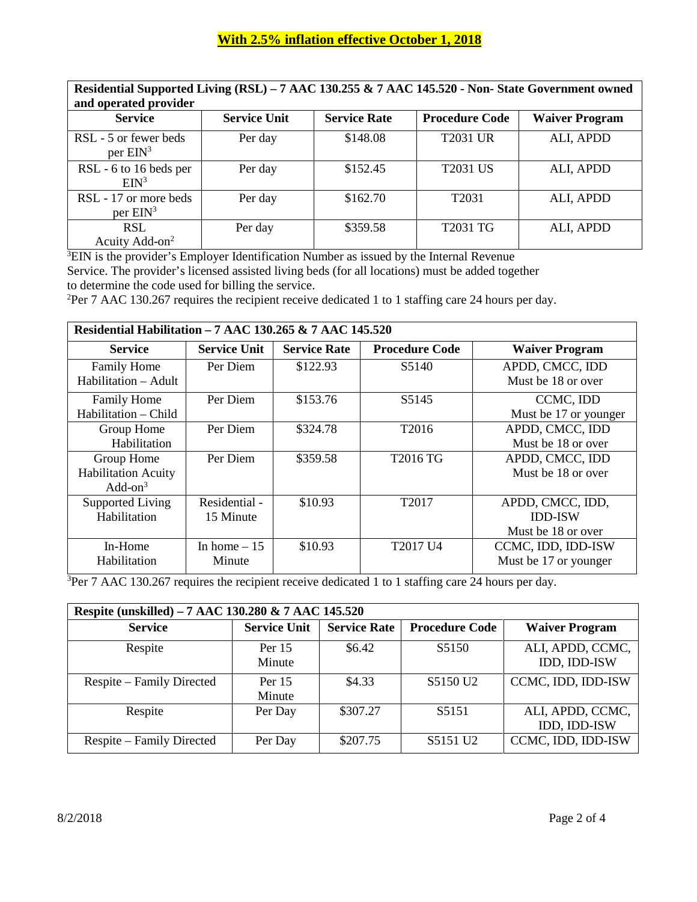**With 2.5% inflation effective October 1, 2018**

| Residential Supported Living (RSL) – 7 AAC 130.255 & 7 AAC 145.520 - Non- State Government owned and operated provider | | | | |
|---|---|---|---|---|
| **Service** | **Service Unit** | **Service Rate** | **Procedure Code** | **Waiver Program** |
| RSL - 5 or fewer beds per EIN[3] | Per day | $148.08 | T2031 UR | ALI, APDD |
| RSL - 6 to 16 beds per EIN[3] | Per day | $152.45 | T2031 US | ALI, APDD |
| RSL - 17 or more beds per EIN[3] | Per day | $162.70 | T2031 | ALI, APDD |
| RSL Acuity Add-on[2] | Per day | $359.58 | T2031 TG | ALI, APDD |

[3]EIN is the provider's Employer Identification Number as issued by the Internal Revenue Service. The provider's licensed assisted living beds (for all locations) must be added together to determine the code used for billing the service.

[2]Per 7 AAC 130.267 requires the recipient receive dedicated 1 to 1 staffing care 24 hours per day.

| Residential Habilitation – 7 AAC 130.265 & 7 AAC 145.520 | | | | |
|---|---|---|---|---|
| **Service** | **Service Unit** | **Service Rate** | **Procedure Code** | **Waiver Program** |
| Family Home Habilitation – Adult | Per Diem | $122.93 | S5140 | APDD, CMCC, IDD Must be 18 or over |
| Family Home Habilitation – Child | Per Diem | $153.76 | S5145 | CCMC, IDD Must be 17 or younger |
| Group Home Habilitation | Per Diem | $324.78 | T2016 | APDD, CMCC, IDD Must be 18 or over |
| Group Home Habilitation Acuity Add-on[3] | Per Diem | $359.58 | T2016 TG | APDD, CMCC, IDD Must be 18 or over |
| Supported Living Habilitation | Residential - 15 Minute | $10.93 | T2017 | APDD, CMCC, IDD, IDD-ISW Must be 18 or over |
| In-Home Habilitation | In home – 15 Minute | $10.93 | T2017 U4 | CCMC, IDD, IDD-ISW Must be 17 or younger |

[3]Per 7 AAC 130.267 requires the recipient receive dedicated 1 to 1 staffing care 24 hours per day.

| Respite (unskilled) – 7 AAC 130.280 & 7 AAC 145.520 | | | | |
|---|---|---|---|---|
| **Service** | **Service Unit** | **Service Rate** | **Procedure Code** | **Waiver Program** |
| Respite | Per 15 Minute | $6.42 | S5150 | ALI, APDD, CCMC, IDD, IDD-ISW |
| Respite – Family Directed | Per 15 Minute | $4.33 | S5150 U2 | CCMC, IDD, IDD-ISW |
| Respite | Per Day | $307.27 | S5151 | ALI, APDD, CCMC, IDD, IDD-ISW |
| Respite – Family Directed | Per Day | $207.75 | S5151 U2 | CCMC, IDD, IDD-ISW |

8/2/2018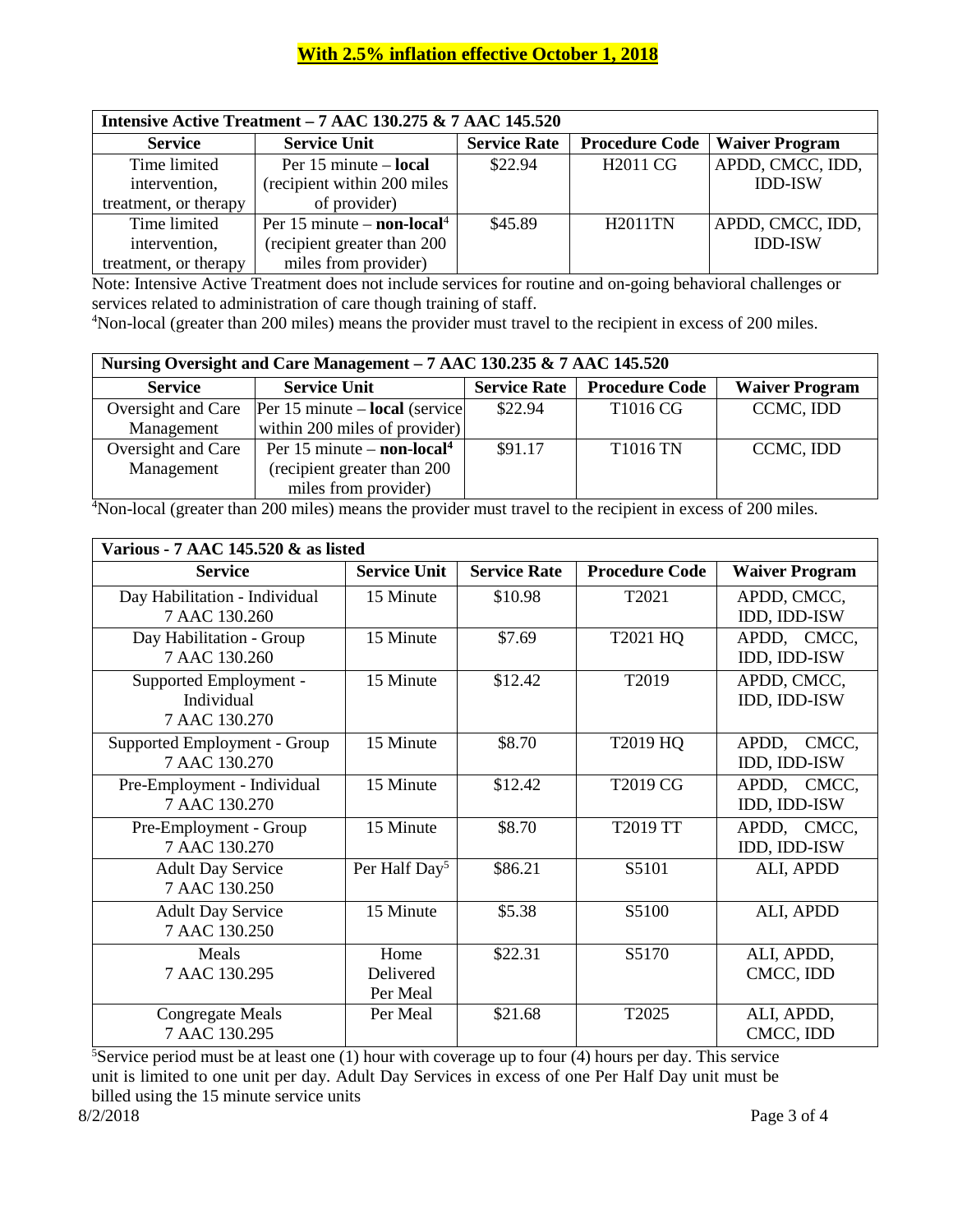**With 2.5% inflation effective October 1, 2018**

| Intensive Active Treatment – 7 AAC 130.275 & 7 AAC 145.520 | | | | |
|---|---|---|---|---|
| **Service** | **Service Unit** | **Service Rate** | **Procedure Code** | **Waiver Program** |
| Time limited intervention, treatment, or therapy | Per 15 minute – **local** (recipient within 200 miles of provider) | $22.94 | H2011 CG | APDD, CMCC, IDD, IDD-ISW |
| Time limited intervention, treatment, or therapy | Per 15 minute – **non-local**[4] (recipient greater than 200 miles from provider) | $45.89 | H2011TN | APDD, CMCC, IDD, IDD-ISW |

Note: Intensive Active Treatment does not include services for routine and on-going behavioral challenges or services related to administration of care though training of staff.

[4]Non-local (greater than 200 miles) means the provider must travel to the recipient in excess of 200 miles.

| Nursing Oversight and Care Management – 7 AAC 130.235 & 7 AAC 145.520 | | | | |
|---|---|---|---|---|
| **Service** | **Service Unit** | **Service Rate** | **Procedure Code** | **Waiver Program** |
| Oversight and Care Management | Per 15 minute – **local** (service within 200 miles of provider) | $22.94 | T1016 CG | CCMC, IDD |
| Oversight and Care Management | Per 15 minute – **non-local**[4] (recipient greater than 200 miles from provider) | $91.17 | T1016 TN | CCMC, IDD |

[4]Non-local (greater than 200 miles) means the provider must travel to the recipient in excess of 200 miles.

| Various - 7 AAC 145.520 & as listed | | | | |
|---|---|---|---|---|
| **Service** | **Service Unit** | **Service Rate** | **Procedure Code** | **Waiver Program** |
| Day Habilitation - Individual 7 AAC 130.260 | 15 Minute | $10.98 | T2021 | APDD, CMCC, IDD, IDD-ISW |
| Day Habilitation - Group 7 AAC 130.260 | 15 Minute | $7.69 | T2021 HQ | APDD, CMCC, IDD, IDD-ISW |
| Supported Employment - Individual 7 AAC 130.270 | 15 Minute | $12.42 | T2019 | APDD, CMCC, IDD, IDD-ISW |
| Supported Employment - Group 7 AAC 130.270 | 15 Minute | $8.70 | T2019 HQ | APDD, CMCC, IDD, IDD-ISW |
| Pre-Employment - Individual 7 AAC 130.270 | 15 Minute | $12.42 | T2019 CG | APDD, CMCC, IDD, IDD-ISW |
| Pre-Employment - Group 7 AAC 130.270 | 15 Minute | $8.70 | T2019 TT | APDD, CMCC, IDD, IDD-ISW |
| Adult Day Service 7 AAC 130.250 | Per Half Day[5] | $86.21 | S5101 | ALI, APDD |
| Adult Day Service 7 AAC 130.250 | 15 Minute | $5.38 | S5100 | ALI, APDD |
| Meals 7 AAC 130.295 | Home Delivered Per Meal | $22.31 | S5170 | ALI, APDD, CMCC, IDD |
| Congregate Meals 7 AAC 130.295 | Per Meal | $21.68 | T2025 | ALI, APDD, CMCC, IDD |

[5]Service period must be at least one (1) hour with coverage up to four (4) hours per day. This service unit is limited to one unit per day. Adult Day Services in excess of one Per Half Day unit must be billed using the 15 minute service units

8/2/2018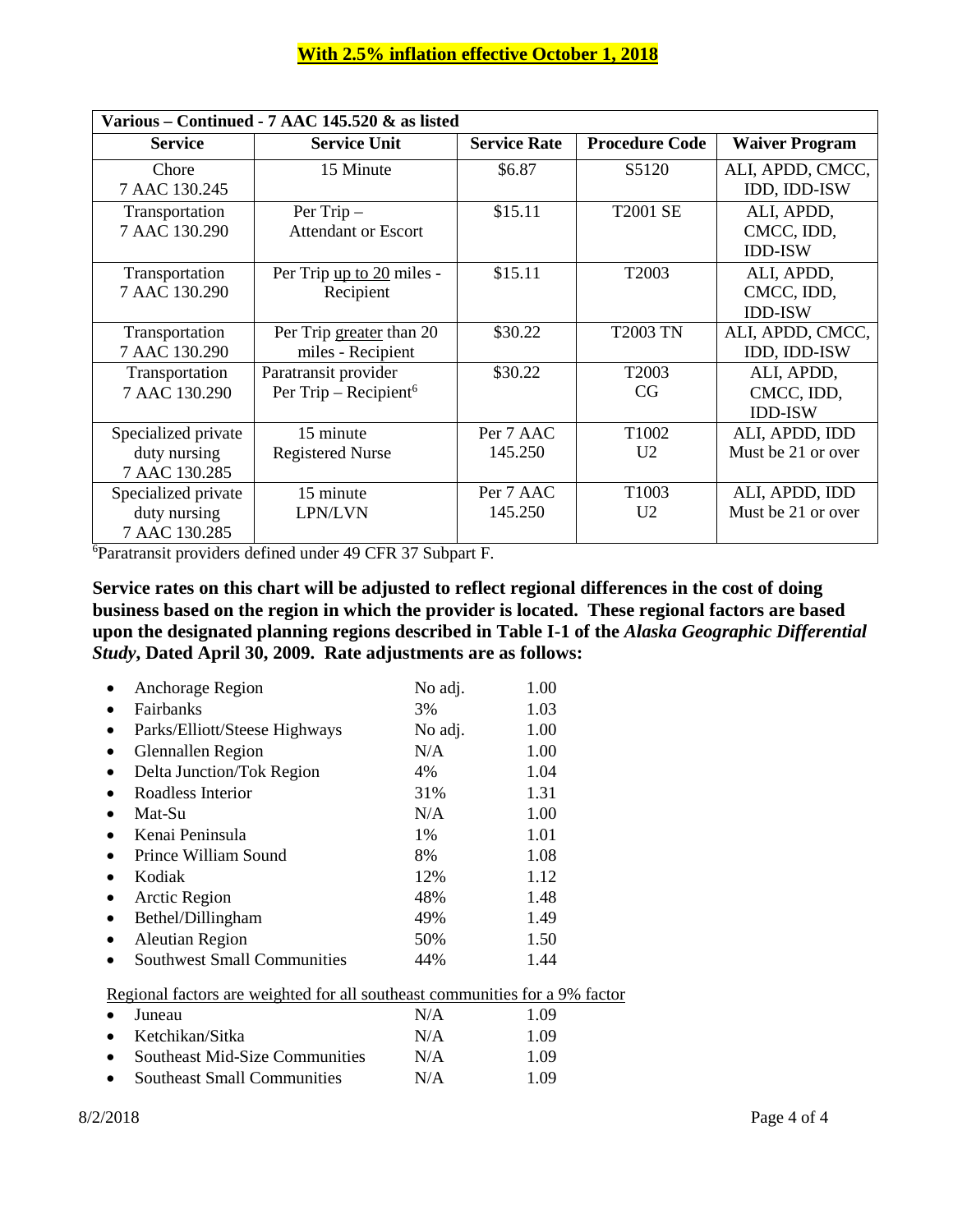**With 2.5% inflation effective October 1, 2018**

| Various – Continued - 7 AAC 145.520 & as listed | | | | |
|---|---|---|---|---|
| **Service** | **Service Unit** | **Service Rate** | **Procedure Code** | **Waiver Program** |
| Chore 7 AAC 130.245 | 15 Minute | \$6.87 | S5120 | ALI, APDD, CMCC, IDD, IDD-ISW |
| Transportation 7 AAC 130.290 | Per Trip – Attendant or Escort | \$15.11 | T2001 SE | ALI, APDD, CMCC, IDD, IDD-ISW |
| Transportation 7 AAC 130.290 | Per Trip up to 20 miles - Recipient | \$15.11 | T2003 | ALI, APDD, CMCC, IDD, IDD-ISW |
| Transportation 7 AAC 130.290 | Per Trip greater than 20 miles - Recipient | \$30.22 | T2003 TN | ALI, APDD, CMCC, IDD, IDD-ISW |
| Transportation 7 AAC 130.290 | Paratransit provider Per Trip – Recipient[6] | \$30.22 | T2003 CG | ALI, APDD, CMCC, IDD, IDD-ISW |
| Specialized private duty nursing 7 AAC 130.285 | 15 minute Registered Nurse | Per 7 AAC 145.250 | T1002 U2 | ALI, APDD, IDD Must be 21 or over |
| Specialized private duty nursing 7 AAC 130.285 | 15 minute LPN/LVN | Per 7 AAC 145.250 | T1003 U2 | ALI, APDD, IDD Must be 21 or over |

[6]Paratransit providers defined under 49 CFR 37 Subpart F.

**Service rates on this chart will be adjusted to reflect regional differences in the cost of doing business based on the region in which the provider is located. These regional factors are based upon the designated planning regions described in Table I-1 of the *Alaska Geographic Differential Study*, Dated April 30, 2009. Rate adjustments are as follows:**

- Anchorage Region No adj. 1.00
- Fairbanks 3% 1.03
- Parks/Elliott/Steese Highways No adj. 1.00
- Glennallen Region N/A 1.00
- Delta Junction/Tok Region 4% 1.04
- Roadless Interior 31% 1.31
- Mat-Su N/A 1.00
- Kenai Peninsula 1% 1.01
- Prince William Sound 8% 1.08
- Kodiak 12% 1.12
- Arctic Region 48% 1.48
- Bethel/Dillingham 49% 1.49
- Aleutian Region 50% 1.50
- Southwest Small Communities 44% 1.44

Regional factors are weighted for all southeast communities for a 9% factor

- Juneau N/A 1.09
- Ketchikan/Sitka N/A 1.09
- Southeast Mid-Size Communities N/A 1.09
- Southeast Small Communities N/A 1.09

8/2/2018